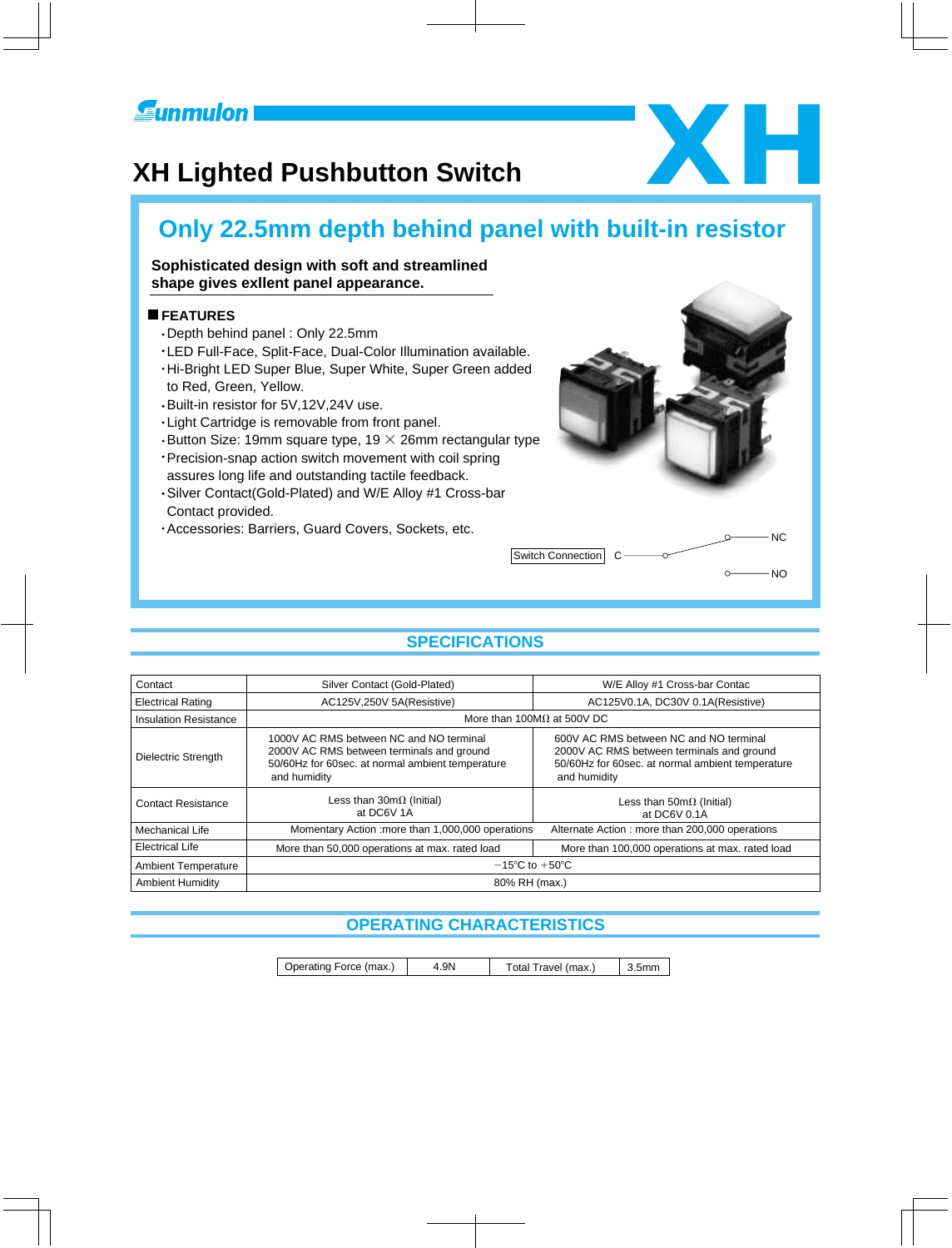Sunmulon

# XH Lighted Pushbutton Switch

XH

## Only 22.5mm depth behind panel with built-in resistor

**Sophisticated design with soft and streamlined shape gives exllent panel appearance.**

### FEATURES

- Depth behind panel : Only 22.5mm
- LED Full-Face, Split-Face, Dual-Color Illumination available.
- Hi-Bright LED Super Blue, Super White, Super Green added to Red, Green, Yellow.
- Built-in resistor for 5V,12V,24V use.
- Light Cartridge is removable from front panel.
- Button Size: 19mm square type, 19 × 26mm rectangular type
- Precision-snap action switch movement with coil spring assures long life and outstanding tactile feedback.
- Silver Contact(Gold-Plated) and W/E Alloy #1 Cross-bar Contact provided.
- Accessories: Barriers, Guard Covers, Sockets, etc.

Switch Connection C — NC / NO

## SPECIFICATIONS

| | | |
|---|---|---|
| Contact | Silver Contact (Gold-Plated) | W/E Alloy #1 Cross-bar Contac |
| Electrical Rating | AC125V,250V 5A(Resistive) | AC125V0.1A, DC30V 0.1A(Resistive) |
| Insulation Resistance | More than 100MΩ at 500V DC | |
| Dielectric Strength | 1000V AC RMS between NC and NO terminal<br>2000V AC RMS between terminals and ground<br>50/60Hz for 60sec. at normal ambient temperature and humidity | 600V AC RMS between NC and NO terminal<br>2000V AC RMS between terminals and ground<br>50/60Hz for 60sec. at normal ambient temperature and humidity |
| Contact Resistance | Less than 30mΩ (Initial)<br>at DC6V 1A | Less than 50mΩ (Initial)<br>at DC6V 0.1A |
| Mechanical Life | Momentary Action :more than 1,000,000 operations | Alternate Action : more than 200,000 operations |
| Electrical Life | More than 50,000 operations at max. rated load | More than 100,000 operations at max. rated load |
| Ambient Temperature | −15℃ to +50℃ | |
| Ambient Humidity | 80% RH (max.) | |

## OPERATING CHARACTERISTICS

| Operating Force (max.) | 4.9N | Total Travel (max.) | 3.5mm |
|---|---|---|---|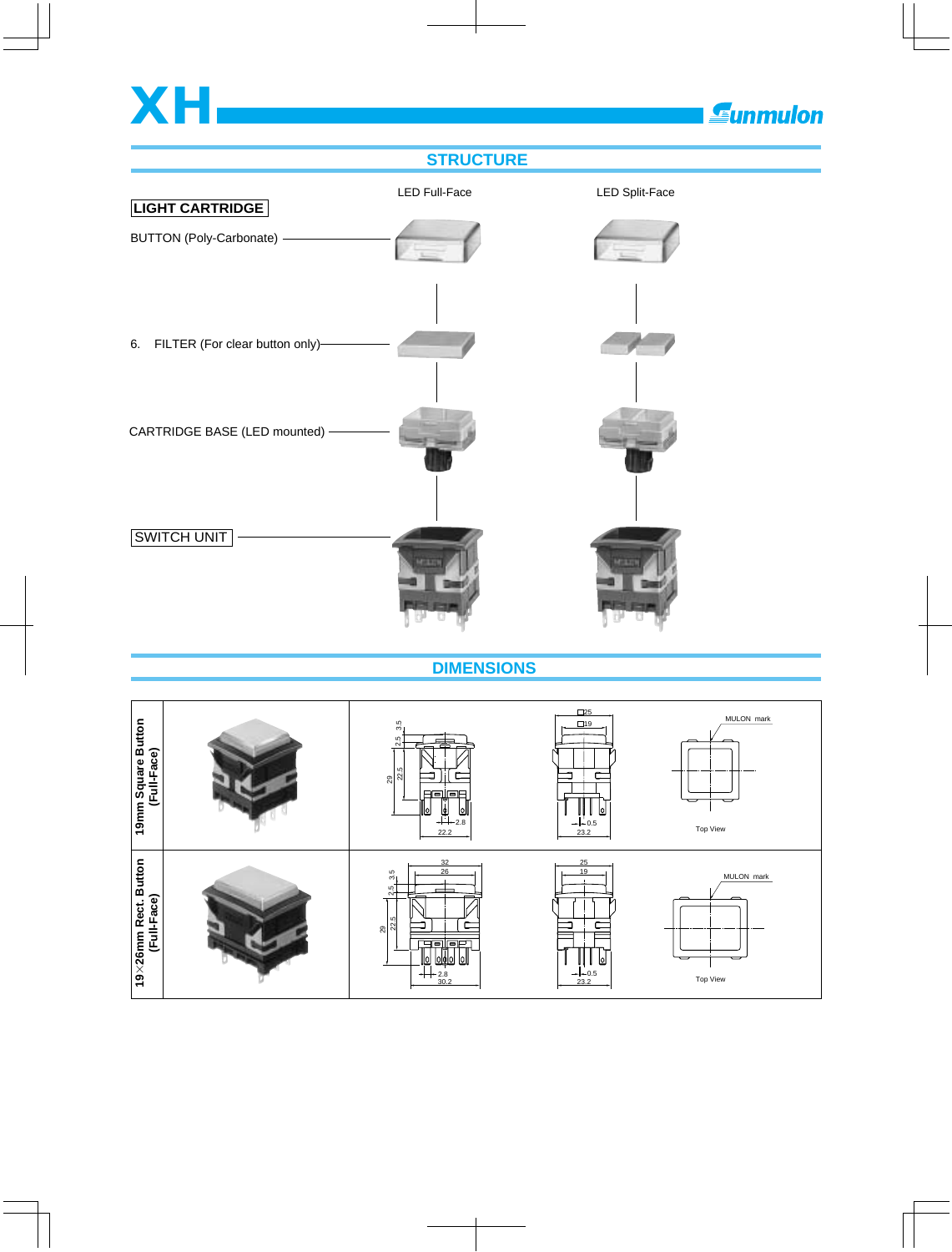# XH

## STRUCTURE

| | LED Full-Face | LED Split-Face |
|---|---|---|
| **LIGHT CARTRIDGE** | | |
| BUTTON (Poly-Carbonate) | | |
| 6. FILTER (For clear button only) | | |
| CARTRIDGE BASE (LED mounted) | | |
| **SWITCH UNIT** | | |

## DIMENSIONS

| Type | Front dimensions | Side dimensions | Top View |
|---|---|---|---|
| 19mm Square Button (Full-Face) | 29, 22.5, 2.5, 3.5, 2.8, 22.2 | □25, □19, 0.5, 23.2 | MULON mark |
| 19×26mm Rect. Button (Full-Face) | 32, 26, 29, 22.5, 2.5, 3.5, 2.8, 30.2 | 25, 19, 0.5, 23.2 | MULON mark |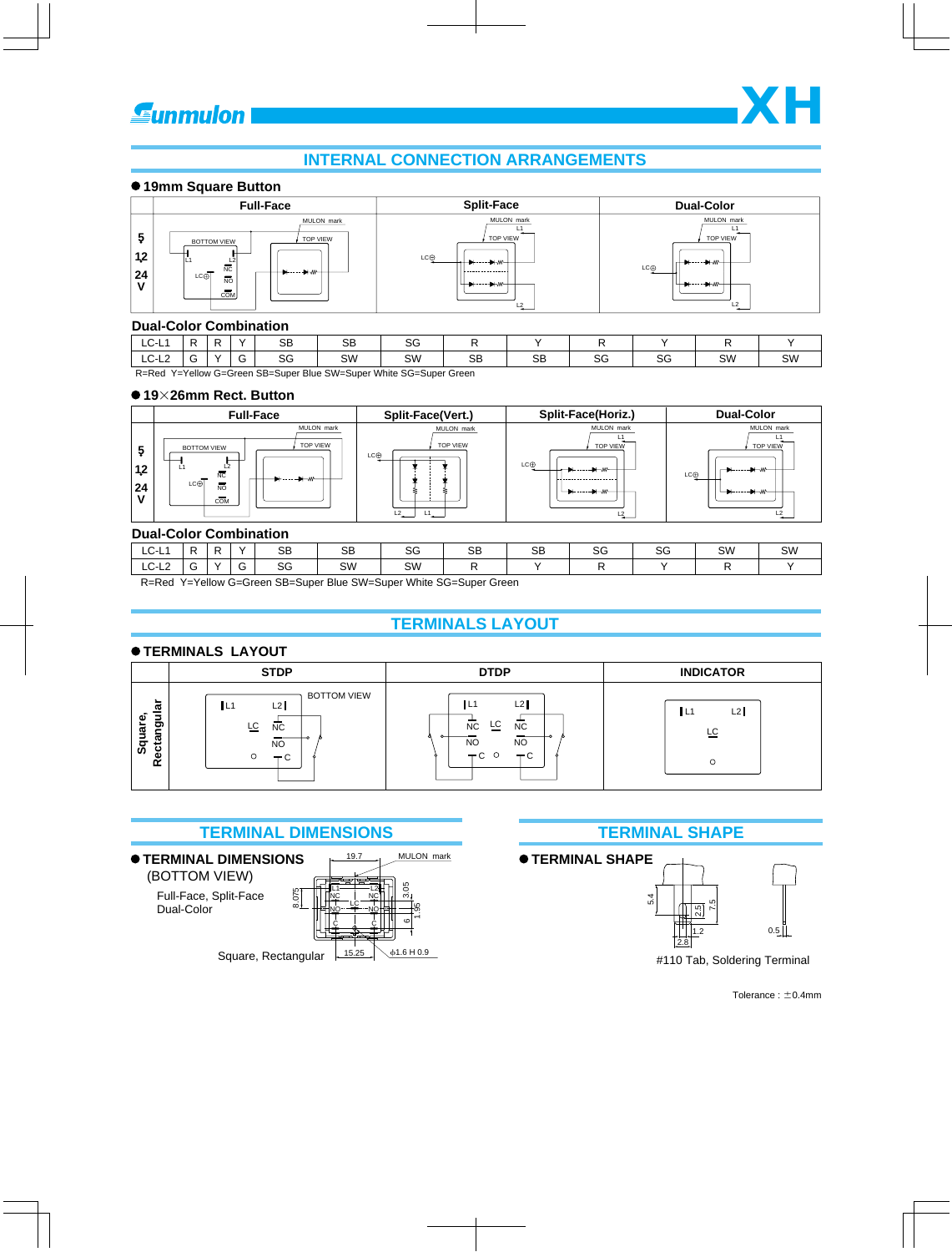# INTERNAL CONNECTION ARRANGEMENTS

● **19mm Square Button**

| | Full-Face | Split-Face | Dual-Color |
|---|---|---|---|
| 5 / 12 / 24 V | BOTTOM VIEW, TOP VIEW, MULON mark, L1, L2, LC, NC, NO, COM | MULON mark, L1, TOP VIEW, LC, L2 | MULON mark, L1, TOP VIEW, LC, L2 |

**Dual-Color Combination**

| LC-L1 | R | R | Y | SB | SB | SG | R | Y | R | Y | R | Y |
|---|---|---|---|---|---|---|---|---|---|---|---|---|
| LC-L2 | G | Y | G | SG | SW | SW | SB | SB | SG | SG | SW | SW |

R=Red Y=Yellow G=Green SB=Super Blue SW=Super White SG=Super Green

● **19×26mm Rect. Button**

| | Full-Face | Split-Face(Vert.) | Split-Face(Horiz.) | Dual-Color |
|---|---|---|---|---|
| 5 / 12 / 24 V | BOTTOM VIEW, TOP VIEW, MULON mark, L1, L2, LC, NC, NO, COM | MULON mark, TOP VIEW, LC, L2, L1 | MULON mark, L1, TOP VIEW, LC, L2 | MULON mark, L1, TOP VIEW, LC, L2 |

**Dual-Color Combination**

| LC-L1 | R | R | Y | SB | SB | SG | SB | SB | SG | SG | SW | SW |
|---|---|---|---|---|---|---|---|---|---|---|---|---|
| LC-L2 | G | Y | G | SG | SW | SW | R | Y | R | Y | R | Y |

R=Red Y=Yellow G=Green SB=Super Blue SW=Super White SG=Super Green

# TERMINALS LAYOUT

● **TERMINALS LAYOUT**

| | STDP | DTDP | INDICATOR |
|---|---|---|---|
| Square, Rectangular | BOTTOM VIEW, L1, L2, LC, NC, NO, C | L1, L2, NC, LC, NC, NO, NO, C, C | L1, L2, LC |

# TERMINAL DIMENSIONS

● **TERMINAL DIMENSIONS**
(BOTTOM VIEW)

Full-Face, Split-Face
Dual-Color

19.7, MULON mark, 8.075, 3.05, 1.95, 6, L1, L2, NC, LC, NO, C, 15.25, ϕ1.6 H 0.9

Square, Rectangular

# TERMINAL SHAPE

● **TERMINAL SHAPE**

5.4, 2.5, 7.5, 1.2, 2.8, 0.5

#110 Tab, Soldering Terminal

Tolerance : ±0.4mm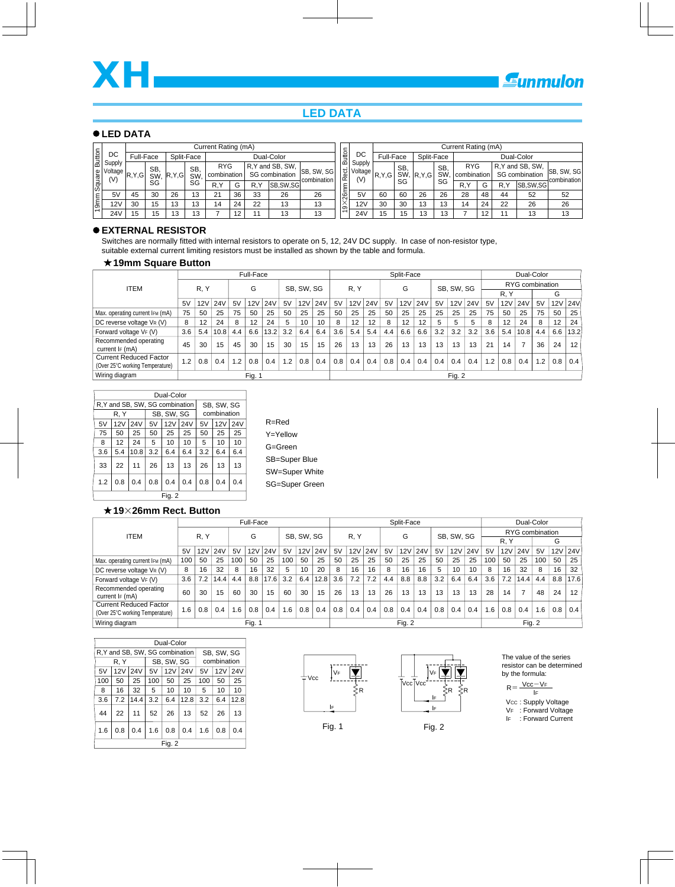# XH

Sunmulon

## LED DATA

### ● LED DATA

**19mm Square Button**

| DC Supply Voltage (V) | Full-Face R,Y,G | Full-Face SB, SW, SG | Split-Face R,Y,G | Split-Face SB, SW, SG | Dual-Color RYG combination R,Y | Dual-Color RYG combination G | Dual-Color R,Y and SB, SW, SG combination R,Y | Dual-Color R,Y and SB, SW, SG combination SB,SW,SG | Dual-Color SB, SW, SG combination |
|---|---|---|---|---|---|---|---|---|---|
| 5V | 45 | 30 | 26 | 13 | 21 | 36 | 33 | 26 | 26 |
| 12V | 30 | 15 | 13 | 13 | 14 | 24 | 22 | 13 | 13 |
| 24V | 15 | 15 | 13 | 13 | 7 | 12 | 11 | 13 | 13 |

Current Rating (mA)

**19×26mm Rect. Button**

| DC Supply Voltage (V) | Full-Face R,Y,G | Full-Face SB, SW, SG | Split-Face R,Y,G | Split-Face SB, SW, SG | Dual-Color RYG combination R,Y | Dual-Color RYG combination G | Dual-Color R,Y and SB, SW, SG combination R,Y | Dual-Color R,Y and SB, SW, SG combination SB,SW,SG | Dual-Color SB, SW, SG combination |
|---|---|---|---|---|---|---|---|---|---|
| 5V | 60 | 60 | 26 | 26 | 28 | 48 | 44 | 52 | 52 |
| 12V | 30 | 30 | 13 | 13 | 14 | 24 | 22 | 26 | 26 |
| 24V | 15 | 15 | 13 | 13 | 7 | 12 | 11 | 13 | 13 |

Current Rating (mA)

### ● EXTERNAL RESISTOR

Switches are normally fitted with internal resistors to operate on 5, 12, 24V DC supply. In case of non-resistor type, suitable external current limiting resistors must be installed as shown by the table and formula.

#### ★19mm Square Button

| ITEM | Full-Face R, Y 5V | 12V | 24V | G 5V | 12V | 24V | SB, SW, SG 5V | 12V | 24V | Split-Face R, Y 5V | 12V | 24V | G 5V | 12V | 24V | SB, SW, SG 5V | 12V | 24V | Dual-Color RYG R, Y 5V | 12V | 24V | G 5V | 12V | 24V |
|---|---|---|---|---|---|---|---|---|---|---|---|---|---|---|---|---|---|---|---|---|---|---|---|---|
| Max. operating current $I_{FM}$ (mA) | 75 | 50 | 25 | 75 | 50 | 25 | 50 | 25 | 25 | 50 | 25 | 25 | 50 | 25 | 25 | 25 | 25 | 25 | 75 | 50 | 25 | 75 | 50 | 25 |
| DC reverse voltage $V_R$ (V) | 8 | 12 | 24 | 8 | 12 | 24 | 5 | 10 | 10 | 8 | 12 | 12 | 8 | 12 | 12 | 5 | 5 | 5 | 8 | 12 | 24 | 8 | 12 | 24 |
| Forward voltage $V_F$ (V) | 3.6 | 5.4 | 10.8 | 4.4 | 6.6 | 13.2 | 3.2 | 6.4 | 6.4 | 3.6 | 5.4 | 5.4 | 4.4 | 6.6 | 6.6 | 3.2 | 3.2 | 3.2 | 3.6 | 5.4 | 10.8 | 4.4 | 6.6 | 13.2 |
| Recommended operating current $I_F$ (mA) | 45 | 30 | 15 | 45 | 30 | 15 | 30 | 15 | 15 | 26 | 13 | 13 | 26 | 13 | 13 | 13 | 13 | 13 | 21 | 14 | 7 | 36 | 24 | 12 |
| Current Reduced Factor (Over 25°C working Temperature) | 1.2 | 0.8 | 0.4 | 1.2 | 0.8 | 0.4 | 1.2 | 0.8 | 0.4 | 0.8 | 0.4 | 0.4 | 0.8 | 0.4 | 0.4 | 0.4 | 0.4 | 0.4 | 1.2 | 0.8 | 0.4 | 1.2 | 0.8 | 0.4 |
| Wiring diagram | Fig. 1 | | | | | | | | | Fig. 2 | | | | | | | | | | | | | | |

| Dual-Color R,Y and SB, SW, SG combination R, Y 5V | 12V | 24V | SB, SW, SG 5V | 12V | 24V | SB, SW, SG combination 5V | 12V | 24V |
|---|---|---|---|---|---|---|---|---|
| 75 | 50 | 25 | 50 | 25 | 25 | 50 | 25 | 25 |
| 8 | 12 | 24 | 5 | 10 | 10 | 5 | 10 | 10 |
| 3.6 | 5.4 | 10.8 | 3.2 | 6.4 | 6.4 | 3.2 | 6.4 | 6.4 |
| 33 | 22 | 11 | 26 | 13 | 13 | 26 | 13 | 13 |
| 1.2 | 0.8 | 0.4 | 0.8 | 0.4 | 0.4 | 0.8 | 0.4 | 0.4 |
| Fig. 2 | | | | | | | | |

R=Red
Y=Yellow
G=Green
SB=Super Blue
SW=Super White
SG=Super Green

#### ★19×26mm Rect. Button

| ITEM | Full-Face R, Y 5V | 12V | 24V | G 5V | 12V | 24V | SB, SW, SG 5V | 12V | 24V | Split-Face R, Y 5V | 12V | 24V | G 5V | 12V | 24V | SB, SW, SG 5V | 12V | 24V | Dual-Color RYG R, Y 5V | 12V | 24V | G 5V | 12V | 24V |
|---|---|---|---|---|---|---|---|---|---|---|---|---|---|---|---|---|---|---|---|---|---|---|---|---|
| Max. operating current $I_{FM}$ (mA) | 100 | 50 | 25 | 100 | 50 | 25 | 100 | 50 | 25 | 50 | 25 | 25 | 50 | 25 | 25 | 50 | 25 | 25 | 100 | 50 | 25 | 100 | 50 | 25 |
| DC reverse voltage $V_R$ (V) | 8 | 16 | 32 | 8 | 16 | 32 | 5 | 10 | 20 | 8 | 16 | 16 | 8 | 16 | 16 | 5 | 10 | 10 | 8 | 16 | 32 | 8 | 16 | 32 |
| Forward voltage $V_F$ (V) | 3.6 | 7.2 | 14.4 | 4.4 | 8.8 | 17.6 | 3.2 | 6.4 | 12.8 | 3.6 | 7.2 | 7.2 | 4.4 | 8.8 | 8.8 | 3.2 | 6.4 | 6.4 | 3.6 | 7.2 | 14.4 | 4.4 | 8.8 | 17.6 |
| Recommended operating current $I_F$ (mA) | 60 | 30 | 15 | 60 | 30 | 15 | 60 | 30 | 15 | 26 | 13 | 13 | 26 | 13 | 13 | 13 | 13 | 13 | 28 | 14 | 7 | 48 | 24 | 12 |
| Current Reduced Factor (Over 25°C working Temperature) | 1.6 | 0.8 | 0.4 | 1.6 | 0.8 | 0.4 | 1.6 | 0.8 | 0.4 | 0.8 | 0.4 | 0.4 | 0.8 | 0.4 | 0.4 | 0.8 | 0.4 | 0.4 | 1.6 | 0.8 | 0.4 | 1.6 | 0.8 | 0.4 |
| Wiring diagram | Fig. 1 | | | | | | | | | Fig. 2 | | | | | | | | | Fig. 2 | | | | | |

| Dual-Color R,Y and SB, SW, SG combination R, Y 5V | 12V | 24V | SB, SW, SG 5V | 12V | 24V | SB, SW, SG combination 5V | 12V | 24V |
|---|---|---|---|---|---|---|---|---|
| 100 | 50 | 25 | 100 | 50 | 25 | 100 | 50 | 25 |
| 8 | 16 | 32 | 5 | 10 | 10 | 5 | 10 | 10 |
| 3.6 | 7.2 | 14.4 | 3.2 | 6.4 | 12.8 | 3.2 | 6.4 | 12.8 |
| 44 | 22 | 11 | 52 | 26 | 13 | 52 | 26 | 13 |
| 1.6 | 0.8 | 0.4 | 1.6 | 0.8 | 0.4 | 1.6 | 0.8 | 0.4 |
| Fig. 2 | | | | | | | | |

Fig. 1

Fig. 2

The value of the series resistor can be determined by the formula:

$$R = \frac{V_{CC} - V_F}{I_F}$$

$V_{CC}$ : Supply Voltage
$V_F$ : Forward Voltage
$I_F$ : Forward Current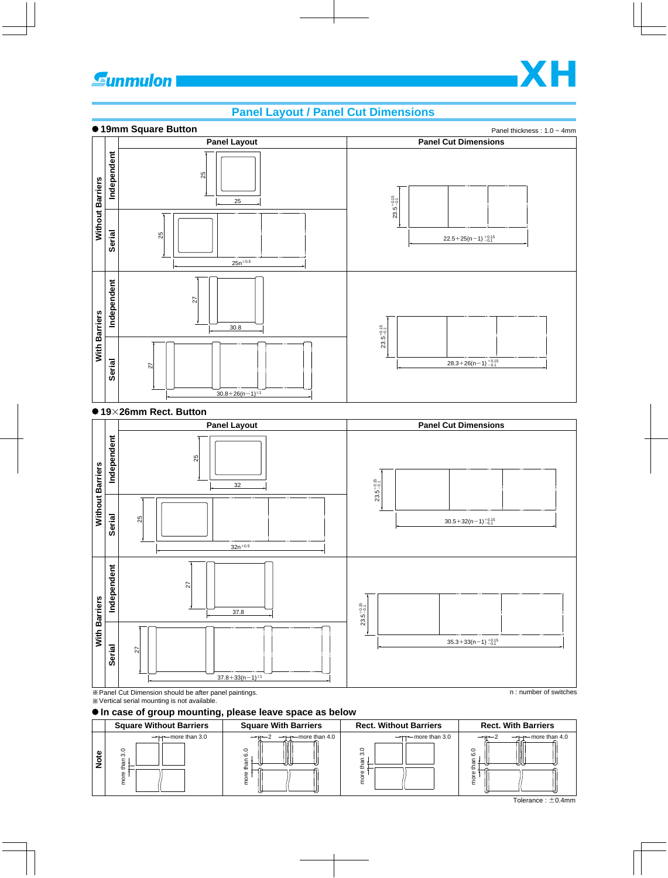# Panel Layout / Panel Cut Dimensions

## ● 19mm Square Button

Panel thickness : 1.0 ~ 4mm

| | | Panel Layout | Panel Cut Dimensions |
|---|---|---|---|
| Without Barriers | Independent | 25 × 25 | $23.5^{+0.15}_{-0.1}$ × $22.5+25(n-1)^{+0.15}_{-0.1}$ |
| | Serial | 25 × $25n^{\pm0.5}$ | |
| With Barriers | Independent | 27 × 30.8 | $23.5^{+0.15}_{-0.1}$ × $28.3+26(n-1)^{+0.15}_{-0.1}$ |
| | Serial | 27 × $30.8+26(n-1)^{\pm1}$ | |

## ● 19×26mm Rect. Button

| | | Panel Layout | Panel Cut Dimensions |
|---|---|---|---|
| Without Barriers | Independent | 25 × 32 | $23.5^{+0.15}_{-0.1}$ × $30.5+32(n-1)^{+0.15}_{-0.1}$ |
| | Serial | 25 × $32n^{\pm0.5}$ | |
| With Barriers | Independent | 27 × 37.8 | $23.5^{+0.15}_{-0.1}$ × $35.3+33(n-1)^{+0.15}_{-0.1}$ |
| | Serial | 27 × $37.8+33(n-1)^{\pm1}$ | |

※Panel Cut Dimension should be after panel paintings.
※Vertical serial mounting is not available.

n : number of switches

## ● In case of group mounting, please leave space as below

| | Square Without Barriers | Square With Barriers | Rect. Without Barriers | Rect. With Barriers |
|---|---|---|---|---|
| Note | more than 3.0 (horizontal); more than 3.0 (vertical) | 2; more than 4.0 (horizontal); more than 6.0 (vertical) | more than 3.0 (horizontal); more than 3.0 (vertical) | 2; more than 4.0 (horizontal); more than 6.0 (vertical) |

Tolerance : ±0.4mm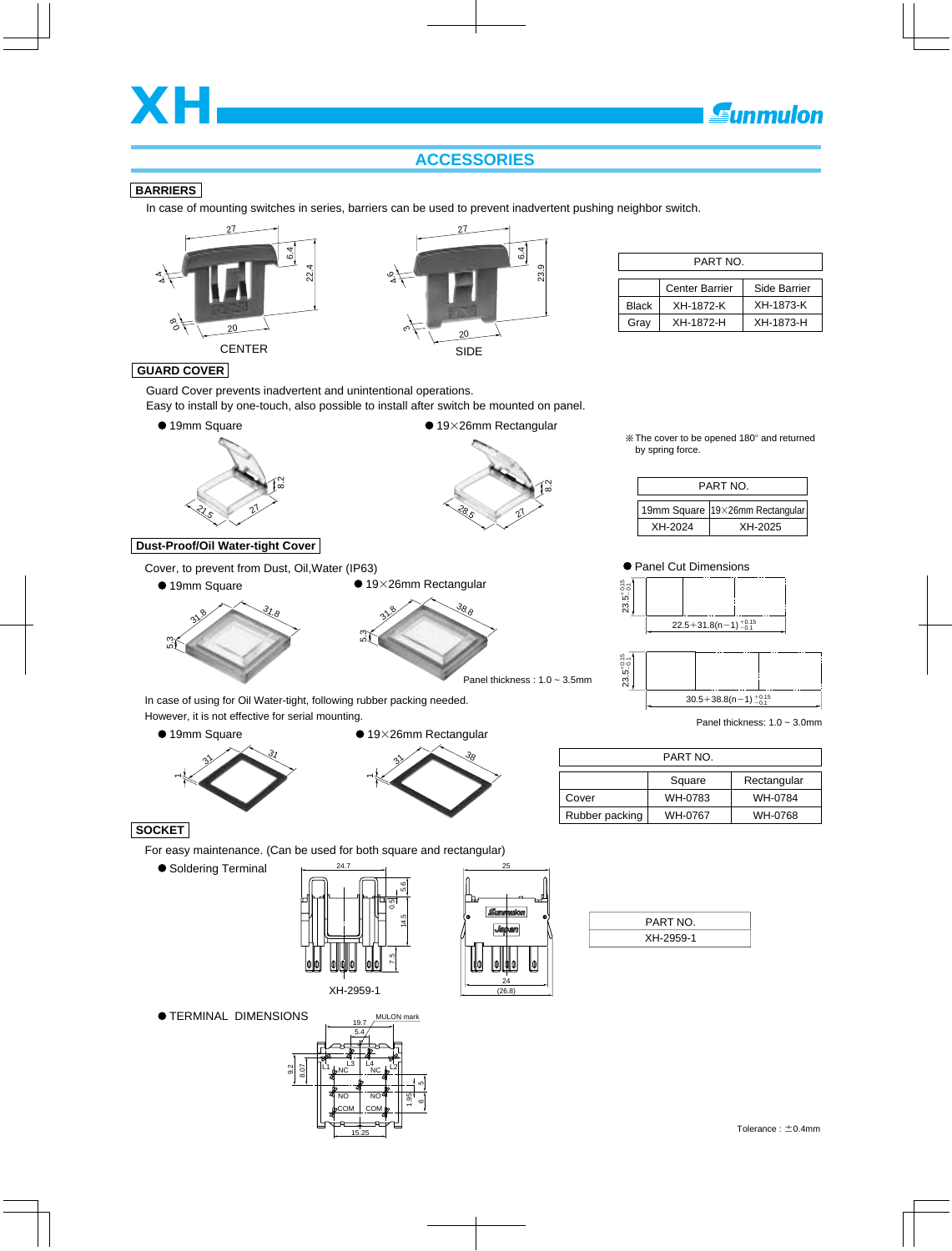# XH

## ACCESSORIES

### BARRIERS

In case of mounting switches in series, barriers can be used to prevent inadvertent pushing neighbor switch.

CENTER

SIDE

| PART NO. | | |
|---|---|---|
| | Center Barrier | Side Barrier |
| Black | XH-1872-K | XH-1873-K |
| Gray | XH-1872-H | XH-1873-H |

### GUARD COVER

Guard Cover prevents inadvertent and unintentional operations.
Easy to install by one-touch, also possible to install after switch be mounted on panel.

● 19mm Square

● 19×26mm Rectangular

※The cover to be opened 180° and returned by spring force.

| PART NO. | |
|---|---|
| 19mm Square | 19×26mm Rectangular |
| XH-2024 | XH-2025 |

### Dust-Proof/Oil Water-tight Cover

Cover, to prevent from Dust, Oil,Water (IP63)

● 19mm Square

● 19×26mm Rectangular

Panel thickness : 1.0 ~ 3.5mm

● Panel Cut Dimensions

$23.5^{+0.15}_{-0.1}$ , $22.5+31.8(n-1)^{+0.15}_{-0.1}$

$23.5^{+0.15}_{-0.1}$ , $30.5+38.8(n-1)^{+0.15}_{-0.1}$

Panel thickness: 1.0 ~ 3.0mm

In case of using for Oil Water-tight, following rubber packing needed.
However, it is not effective for serial mounting.

● 19mm Square

● 19×26mm Rectangular

| PART NO. | | |
|---|---|---|
| | Square | Rectangular |
| Cover | WH-0783 | WH-0784 |
| Rubber packing | WH-0767 | WH-0768 |

### SOCKET

For easy maintenance. (Can be used for both square and rectangular)

● Soldering Terminal

XH-2959-1

| PART NO. |
|---|
| XH-2959-1 |

● TERMINAL DIMENSIONS

Tolerance : ±0.4mm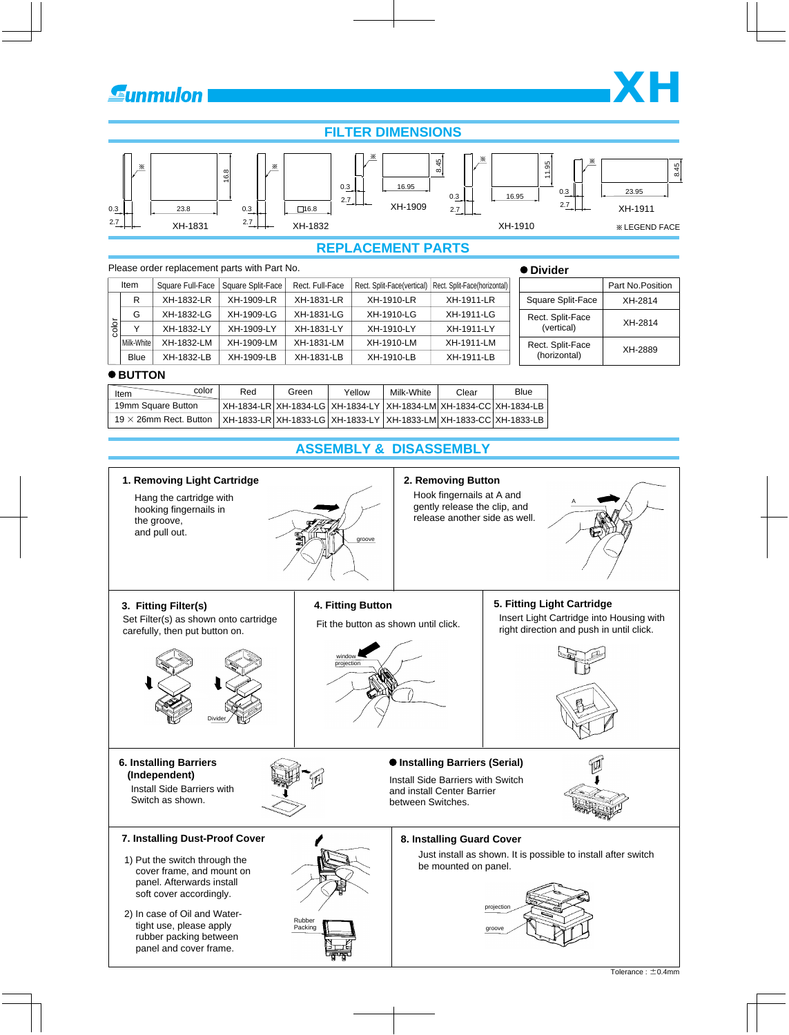# XH

## FILTER DIMENSIONS

XH-1831: 23.8 × 16.8, 0.3, 2.7

XH-1832: □16.8, 0.3, 2.7

XH-1909: 16.95 × 8.45, 0.3, 2.7

XH-1910: 16.95 × 11.95, 0.3, 2.7

XH-1911: 23.95 × 8.45, 0.3, 2.7

※ LEGEND FACE

## REPLACEMENT PARTS

Please order replacement parts with Part No.

| | Item | Square Full-Face | Square Split-Face | Rect. Full-Face | Rect. Split-Face(vertical) | Rect. Split-Face(horizontal) |
|---|---|---|---|---|---|---|
| color | R | XH-1832-LR | XH-1909-LR | XH-1831-LR | XH-1910-LR | XH-1911-LR |
| | G | XH-1832-LG | XH-1909-LG | XH-1831-LG | XH-1910-LG | XH-1911-LG |
| | Y | XH-1832-LY | XH-1909-LY | XH-1831-LY | XH-1910-LY | XH-1911-LY |
| | Milk-White | XH-1832-LM | XH-1909-LM | XH-1831-LM | XH-1910-LM | XH-1911-LM |
| | Blue | XH-1832-LB | XH-1909-LB | XH-1831-LB | XH-1910-LB | XH-1911-LB |

### ● Divider

| | Part No.Position |
|---|---|
| Square Split-Face | XH-2814 |
| Rect. Split-Face (vertical) | XH-2814 |
| Rect. Split-Face (horizontal) | XH-2889 |

### ● BUTTON

| Item \ color | Red | Green | Yellow | Milk-White | Clear | Blue |
|---|---|---|---|---|---|---|
| 19mm Square Button | XH-1834-LR | XH-1834-LG | XH-1834-LY | XH-1834-LM | XH-1834-CC | XH-1834-LB |
| 19 × 26mm Rect. Button | XH-1833-LR | XH-1833-LG | XH-1833-LY | XH-1833-LM | XH-1833-CC | XH-1833-LB |

## ASSEMBLY & DISASSEMBLY

**1. Removing Light Cartridge**

Hang the cartridge with hooking fingernails in the groove, and pull out.

groove

**2. Removing Button**

Hook fingernails at A and gently release the clip, and release another side as well.

A

**3. Fitting Filter(s)**

Set Filter(s) as shown onto cartridge carefully, then put button on.

Divider

**4. Fitting Button**

Fit the button as shown until click.

window projection

**5. Fitting Light Cartridge**

Insert Light Cartridge into Housing with right direction and push in until click.

**6. Installing Barriers (Independent)**

Install Side Barriers with Switch as shown.

**● Installing Barriers (Serial)**

Install Side Barriers with Switch and install Center Barrier between Switches.

**7. Installing Dust-Proof Cover**

1) Put the switch through the cover frame, and mount on panel. Afterwards install soft cover accordingly.

2) In case of Oil and Water-tight use, please apply rubber packing between panel and cover frame.

Rubber Packing

**8. Installing Guard Cover**

Just install as shown. It is possible to install after switch be mounted on panel.

projection

groove

Tolerance : ±0.4mm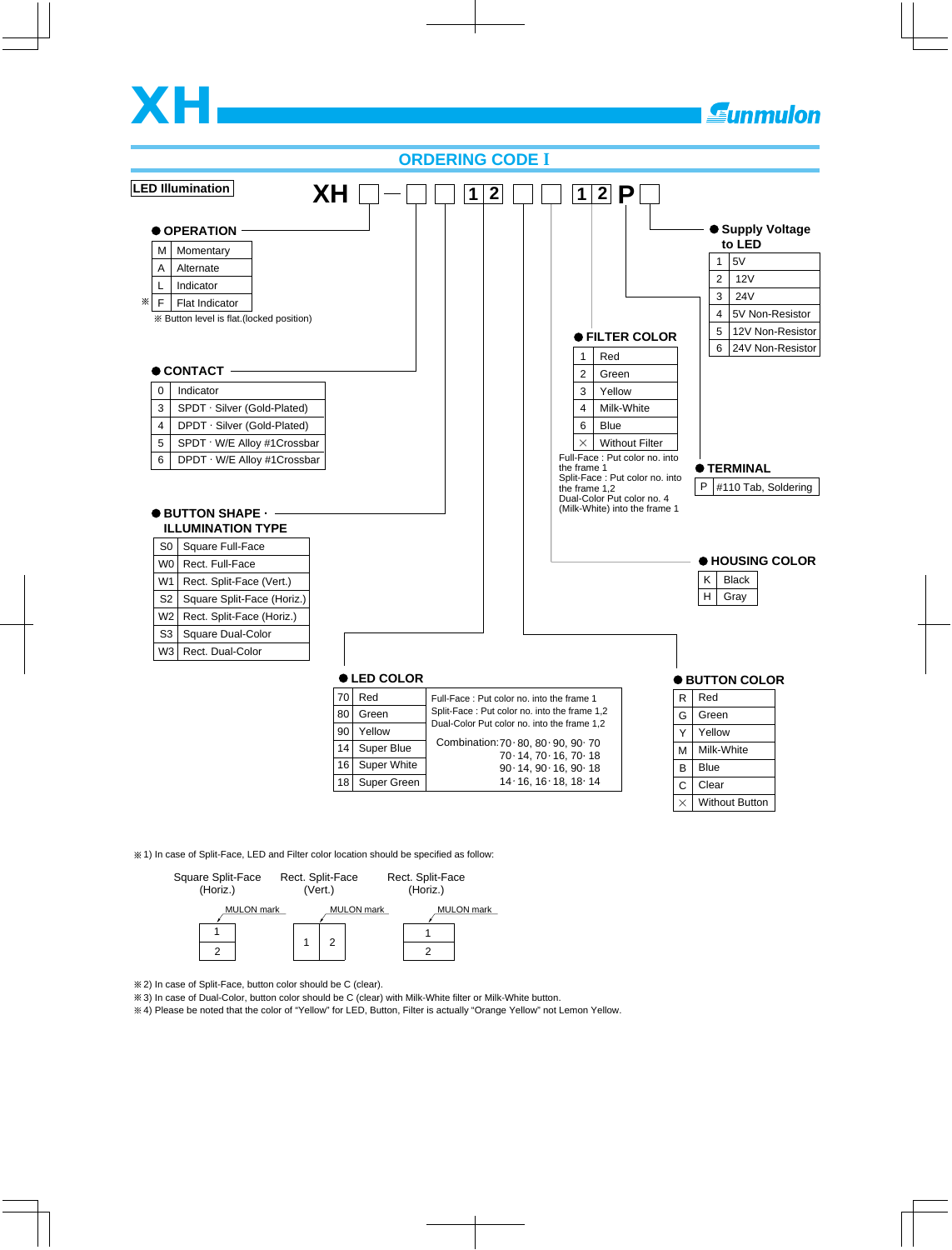# XH

## ORDERING CODE I

**LED Illumination**

**XH □ — □ □ 1 2 □ □ 1 2 P □**

### ● OPERATION

| | |
|---|---|
| M | Momentary |
| A | Alternate |
| L | Indicator |
| ※ F | Flat Indicator |

※ Button level is flat.(locked position)

### ● CONTACT

| | |
|---|---|
| 0 | Indicator |
| 3 | SPDT · Silver (Gold-Plated) |
| 4 | DPDT · Silver (Gold-Plated) |
| 5 | SPDT · W/E Alloy #1Crossbar |
| 6 | DPDT · W/E Alloy #1Crossbar |

### ● BUTTON SHAPE · ILLUMINATION TYPE

| | |
|---|---|
| S0 | Square Full-Face |
| W0 | Rect. Full-Face |
| W1 | Rect. Split-Face (Vert.) |
| S2 | Square Split-Face (Horiz.) |
| W2 | Rect. Split-Face (Horiz.) |
| S3 | Square Dual-Color |
| W3 | Rect. Dual-Color |

### ● LED COLOR

| | |
|---|---|
| 70 | Red |
| 80 | Green |
| 90 | Yellow |
| 14 | Super Blue |
| 16 | Super White |
| 18 | Super Green |

Full-Face : Put color no. into the frame 1
Split-Face : Put color no. into the frame 1,2
Dual-Color Put color no. into the frame 1,2

Combination: 70 · 80, 80 · 90, 90 · 70
70 · 14, 70 · 16, 70 · 18
90 · 14, 90 · 16, 90 · 18
14 · 16, 16 · 18, 18 · 14

### ● FILTER COLOR

| | |
|---|---|
| 1 | Red |
| 2 | Green |
| 3 | Yellow |
| 4 | Milk-White |
| 6 | Blue |
| × | Without Filter |

Full-Face : Put color no. into the frame 1
Split-Face : Put color no. into the frame 1,2
Dual-Color Put color no. 4 (Milk-White) into the frame 1

### ● Supply Voltage to LED

| | |
|---|---|
| 1 | 5V |
| 2 | 12V |
| 3 | 24V |
| 4 | 5V Non-Resistor |
| 5 | 12V Non-Resistor |
| 6 | 24V Non-Resistor |

### ● TERMINAL

| | |
|---|---|
| P | #110 Tab, Soldering |

### ● HOUSING COLOR

| | |
|---|---|
| K | Black |
| H | Gray |

### ● BUTTON COLOR

| | |
|---|---|
| R | Red |
| G | Green |
| Y | Yellow |
| M | Milk-White |
| B | Blue |
| C | Clear |
| × | Without Button |

※1) In case of Split-Face, LED and Filter color location should be specified as follow:

| Square Split-Face (Horiz.) | Rect. Split-Face (Vert.) | Rect. Split-Face (Horiz.) |
|---|---|---|
| MULON mark; 1 (top), 2 (bottom) | MULON mark; 1 (left), 2 (right) | MULON mark; 1 (top), 2 (bottom) |

※2) In case of Split-Face, button color should be C (clear).
※3) In case of Dual-Color, button color should be C (clear) with Milk-White filter or Milk-White button.
※4) Please be noted that the color of "Yellow" for LED, Button, Filter is actually "Orange Yellow" not Lemon Yellow.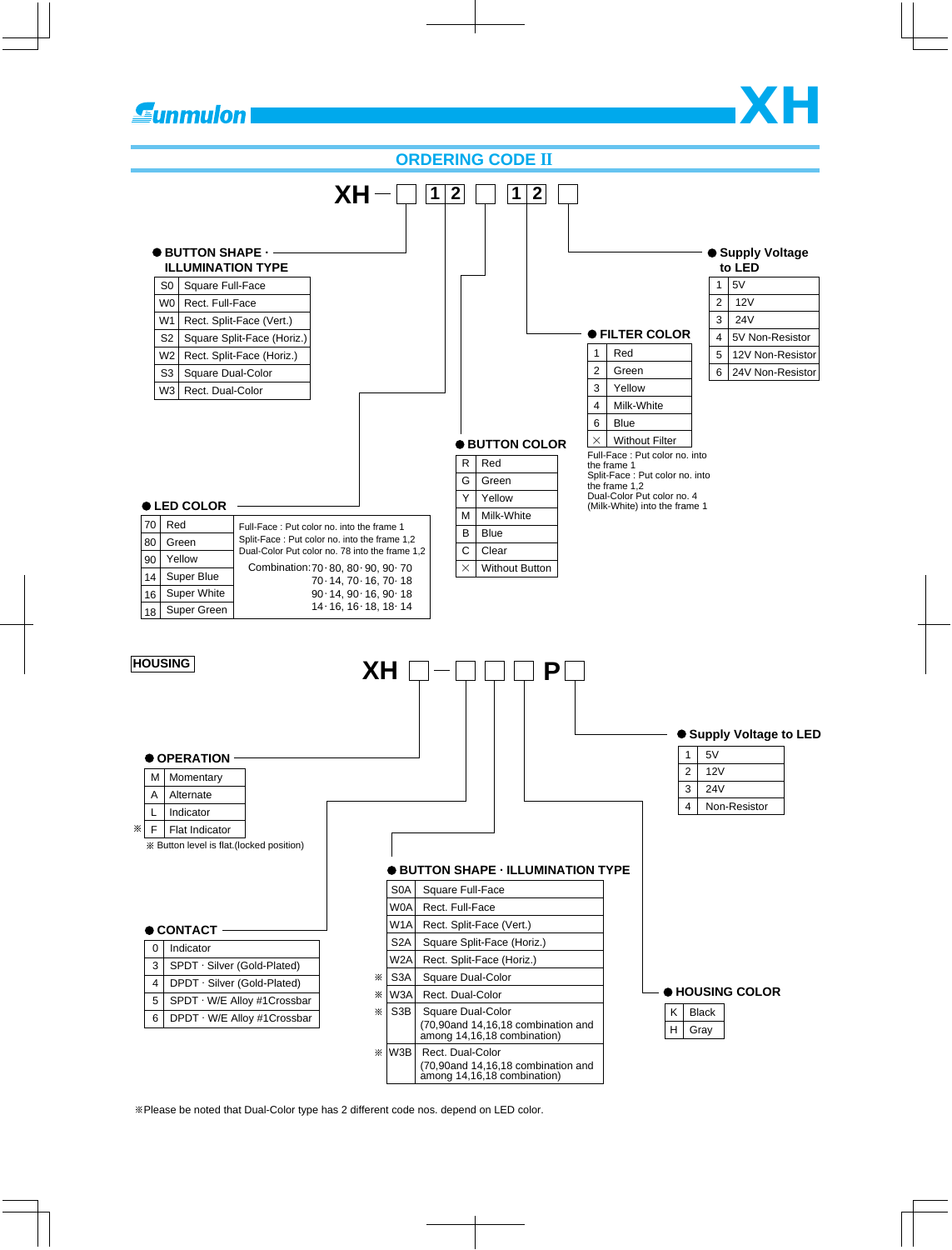## ORDERING CODE II

XH — □ 1 2 □ 1 2 □

### ● BUTTON SHAPE · ILLUMINATION TYPE

| | |
|---|---|
| S0 | Square Full-Face |
| W0 | Rect. Full-Face |
| W1 | Rect. Split-Face (Vert.) |
| S2 | Square Split-Face (Horiz.) |
| W2 | Rect. Split-Face (Horiz.) |
| S3 | Square Dual-Color |
| W3 | Rect. Dual-Color |

### ● LED COLOR

| | |
|---|---|
| 70 | Red |
| 80 | Green |
| 90 | Yellow |
| 14 | Super Blue |
| 16 | Super White |
| 18 | Super Green |

Full-Face : Put color no. into the frame 1
Split-Face : Put color no. into the frame 1,2
Dual-Color Put color no. 78 into the frame 1,2

Combination: 70 · 80, 80 · 90, 90 · 70
70 · 14, 70 · 16, 70 · 18
90 · 14, 90 · 16, 90 · 18
14 · 16, 16 · 18, 18 · 14

### ● BUTTON COLOR

| | |
|---|---|
| R | Red |
| G | Green |
| Y | Yellow |
| M | Milk-White |
| B | Blue |
| C | Clear |
| × | Without Button |

### ● FILTER COLOR

| | |
|---|---|
| 1 | Red |
| 2 | Green |
| 3 | Yellow |
| 4 | Milk-White |
| 6 | Blue |
| × | Without Filter |

Full-Face : Put color no. into the frame 1
Split-Face : Put color no. into the frame 1,2
Dual-Color Put color no. 4 (Milk-White) into the frame 1

### ● Supply Voltage to LED

| | |
|---|---|
| 1 | 5V |
| 2 | 12V |
| 3 | 24V |
| 4 | 5V Non-Resistor |
| 5 | 12V Non-Resistor |
| 6 | 24V Non-Resistor |

## HOUSING

XH □ — □ □ □ P □

### ● OPERATION

| | | |
|---|---|---|
| | M | Momentary |
| | A | Alternate |
| | L | Indicator |
| ※ | F | Flat Indicator |

※ Button level is flat.(locked position)

### ● CONTACT

| | |
|---|---|
| 0 | Indicator |
| 3 | SPDT · Silver (Gold-Plated) |
| 4 | DPDT · Silver (Gold-Plated) |
| 5 | SPDT · W/E Alloy #1Crossbar |
| 6 | DPDT · W/E Alloy #1Crossbar |

### ● BUTTON SHAPE · ILLUMINATION TYPE

| | | |
|---|---|---|
| | S0A | Square Full-Face |
| | W0A | Rect. Full-Face |
| | W1A | Rect. Split-Face (Vert.) |
| | S2A | Square Split-Face (Horiz.) |
| | W2A | Rect. Split-Face (Horiz.) |
| ※ | S3A | Square Dual-Color |
| ※ | W3A | Rect. Dual-Color |
| ※ | S3B | Square Dual-Color (70,90and 14,16,18 combination and among 14,16,18 combination) |
| ※ | W3B | Rect. Dual-Color (70,90and 14,16,18 combination and among 14,16,18 combination) |

### ● Supply Voltage to LED

| | |
|---|---|
| 1 | 5V |
| 2 | 12V |
| 3 | 24V |
| 4 | Non-Resistor |

### ● HOUSING COLOR

| | |
|---|---|
| K | Black |
| H | Gray |

※Please be noted that Dual-Color type has 2 different code nos. depend on LED color.